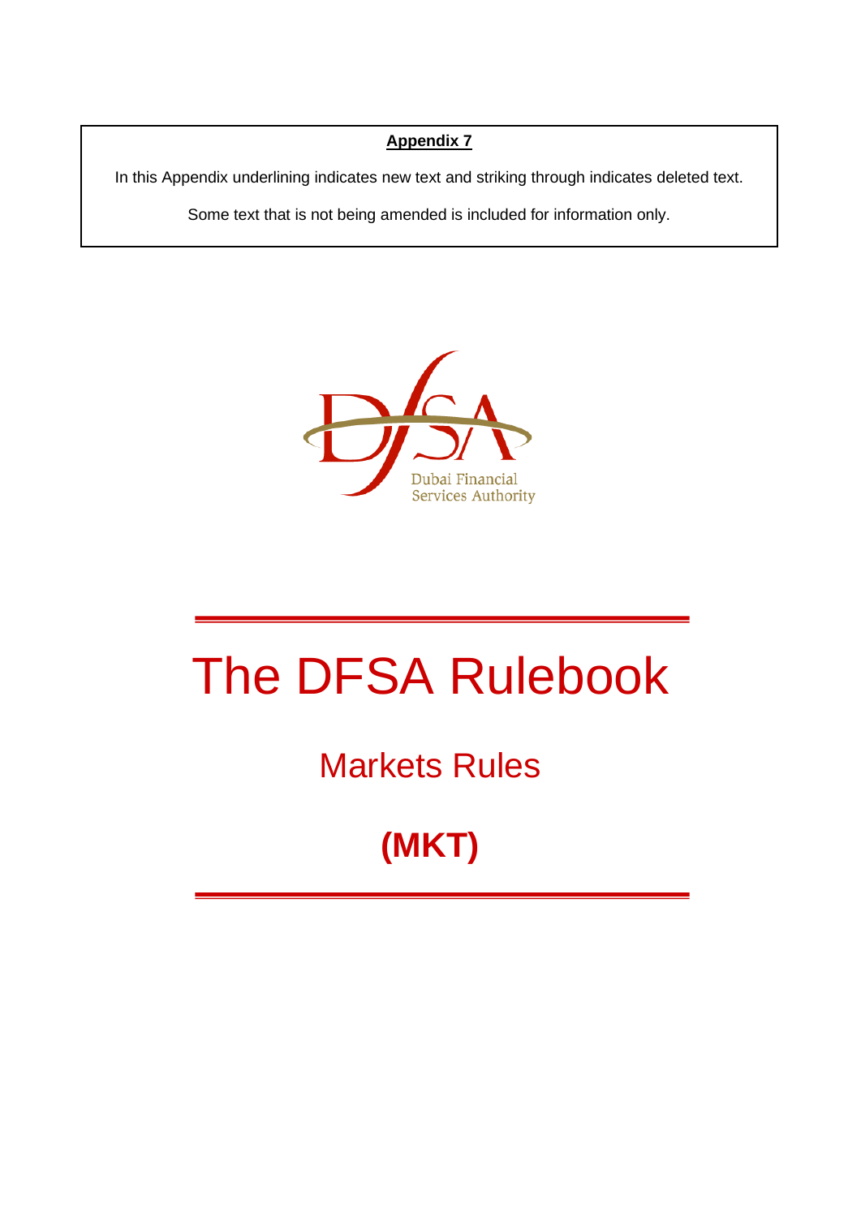**Appendix 7**

In this Appendix underlining indicates new text and striking through indicates deleted text.

Some text that is not being amended is included for information only.

Dubai Financial Services Authority

# The DFSA Rulebook

## Markets Rules

## (MKT)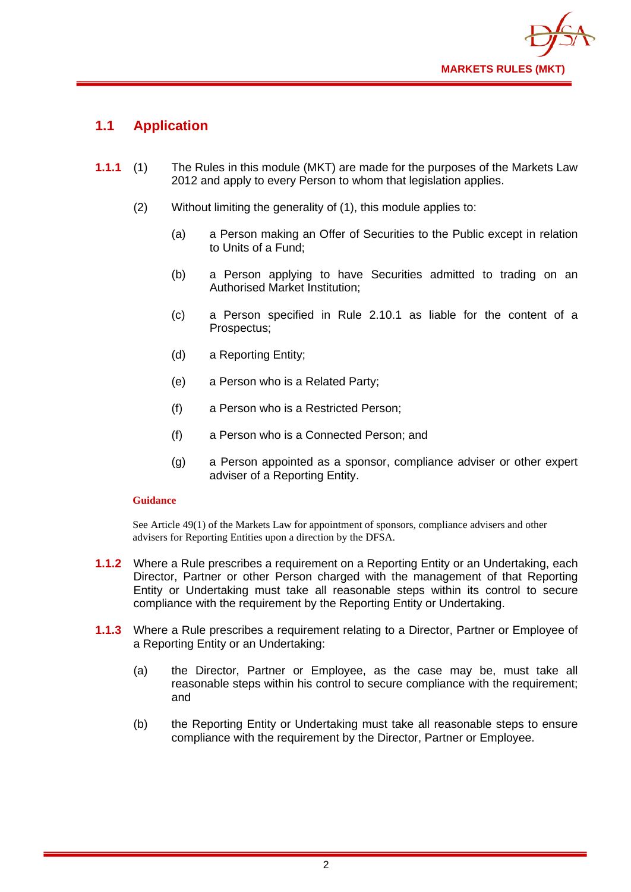## 1.1 Application

**1.1.1** (1) The Rules in this module (MKT) are made for the purposes of the Markets Law 2012 and apply to every Person to whom that legislation applies.

(2) Without limiting the generality of (1), this module applies to:

(a) a Person making an Offer of Securities to the Public except in relation to Units of a Fund;

(b) a Person applying to have Securities admitted to trading on an Authorised Market Institution;

(c) a Person specified in Rule 2.10.1 as liable for the content of a Prospectus;

(d) a Reporting Entity;

(e) a Person who is a Related Party;

(f) a Person who is a Restricted Person;

(f) a Person who is a Connected Person; and

(g) a Person appointed as a sponsor, compliance adviser or other expert adviser of a Reporting Entity.

**Guidance**

See Article 49(1) of the Markets Law for appointment of sponsors, compliance advisers and other advisers for Reporting Entities upon a direction by the DFSA.

**1.1.2** Where a Rule prescribes a requirement on a Reporting Entity or an Undertaking, each Director, Partner or other Person charged with the management of that Reporting Entity or Undertaking must take all reasonable steps within its control to secure compliance with the requirement by the Reporting Entity or Undertaking.

**1.1.3** Where a Rule prescribes a requirement relating to a Director, Partner or Employee of a Reporting Entity or an Undertaking:

(a) the Director, Partner or Employee, as the case may be, must take all reasonable steps within his control to secure compliance with the requirement; and

(b) the Reporting Entity or Undertaking must take all reasonable steps to ensure compliance with the requirement by the Director, Partner or Employee.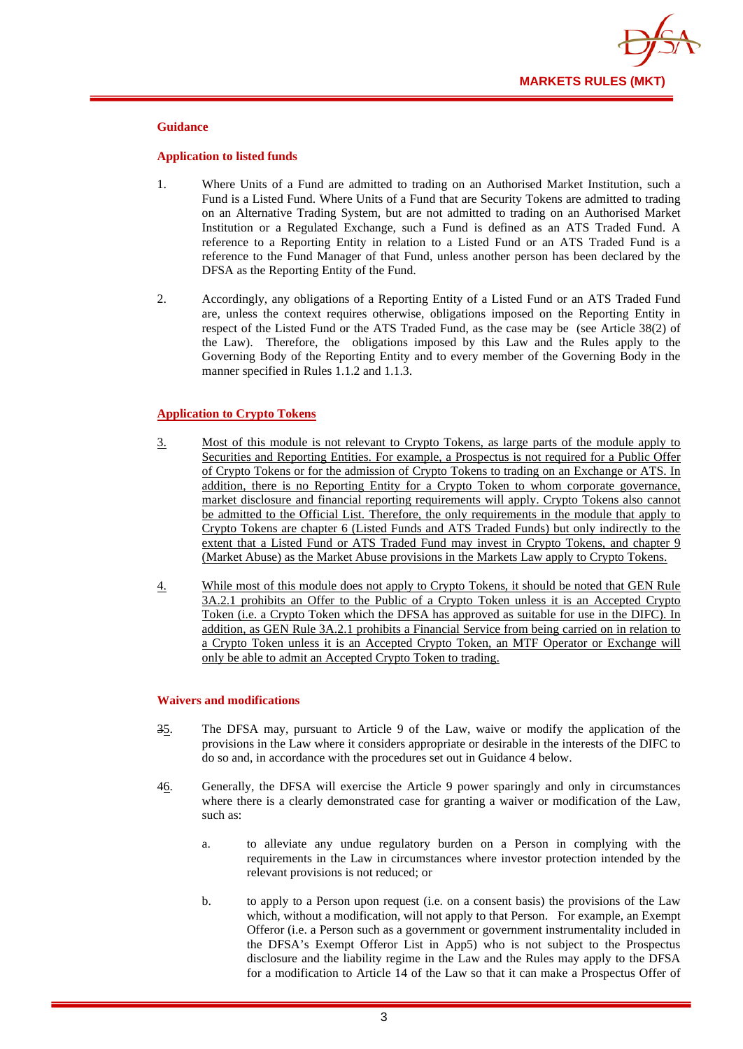**Guidance**

**Application to listed funds**

1. Where Units of a Fund are admitted to trading on an Authorised Market Institution, such a Fund is a Listed Fund. Where Units of a Fund that are Security Tokens are admitted to trading on an Alternative Trading System, but are not admitted to trading on an Authorised Market Institution or a Regulated Exchange, such a Fund is defined as an ATS Traded Fund. A reference to a Reporting Entity in relation to a Listed Fund or an ATS Traded Fund is a reference to the Fund Manager of that Fund, unless another person has been declared by the DFSA as the Reporting Entity of the Fund.

2. Accordingly, any obligations of a Reporting Entity of a Listed Fund or an ATS Traded Fund are, unless the context requires otherwise, obligations imposed on the Reporting Entity in respect of the Listed Fund or the ATS Traded Fund, as the case may be (see Article 38(2) of the Law). Therefore, the obligations imposed by this Law and the Rules apply to the Governing Body of the Reporting Entity and to every member of the Governing Body in the manner specified in Rules 1.1.2 and 1.1.3.

**Application to Crypto Tokens**

3. Most of this module is not relevant to Crypto Tokens, as large parts of the module apply to Securities and Reporting Entities. For example, a Prospectus is not required for a Public Offer of Crypto Tokens or for the admission of Crypto Tokens to trading on an Exchange or ATS. In addition, there is no Reporting Entity for a Crypto Token to whom corporate governance, market disclosure and financial reporting requirements will apply. Crypto Tokens also cannot be admitted to the Official List. Therefore, the only requirements in the module that apply to Crypto Tokens are chapter 6 (Listed Funds and ATS Traded Funds) but only indirectly to the extent that a Listed Fund or ATS Traded Fund may invest in Crypto Tokens, and chapter 9 (Market Abuse) as the Market Abuse provisions in the Markets Law apply to Crypto Tokens.

4. While most of this module does not apply to Crypto Tokens, it should be noted that GEN Rule 3A.2.1 prohibits an Offer to the Public of a Crypto Token unless it is an Accepted Crypto Token (i.e. a Crypto Token which the DFSA has approved as suitable for use in the DIFC). In addition, as GEN Rule 3A.2.1 prohibits a Financial Service from being carried on in relation to a Crypto Token unless it is an Accepted Crypto Token, an MTF Operator or Exchange will only be able to admit an Accepted Crypto Token to trading.

**Waivers and modifications**

~~3~~5. The DFSA may, pursuant to Article 9 of the Law, waive or modify the application of the provisions in the Law where it considers appropriate or desirable in the interests of the DIFC to do so and, in accordance with the procedures set out in Guidance 4 below.

~~4~~6. Generally, the DFSA will exercise the Article 9 power sparingly and only in circumstances where there is a clearly demonstrated case for granting a waiver or modification of the Law, such as:

a. to alleviate any undue regulatory burden on a Person in complying with the requirements in the Law in circumstances where investor protection intended by the relevant provisions is not reduced; or

b. to apply to a Person upon request (i.e. on a consent basis) the provisions of the Law which, without a modification, will not apply to that Person. For example, an Exempt Offeror (i.e. a Person such as a government or government instrumentality included in the DFSA's Exempt Offeror List in App5) who is not subject to the Prospectus disclosure and the liability regime in the Law and the Rules may apply to the DFSA for a modification to Article 14 of the Law so that it can make a Prospectus Offer of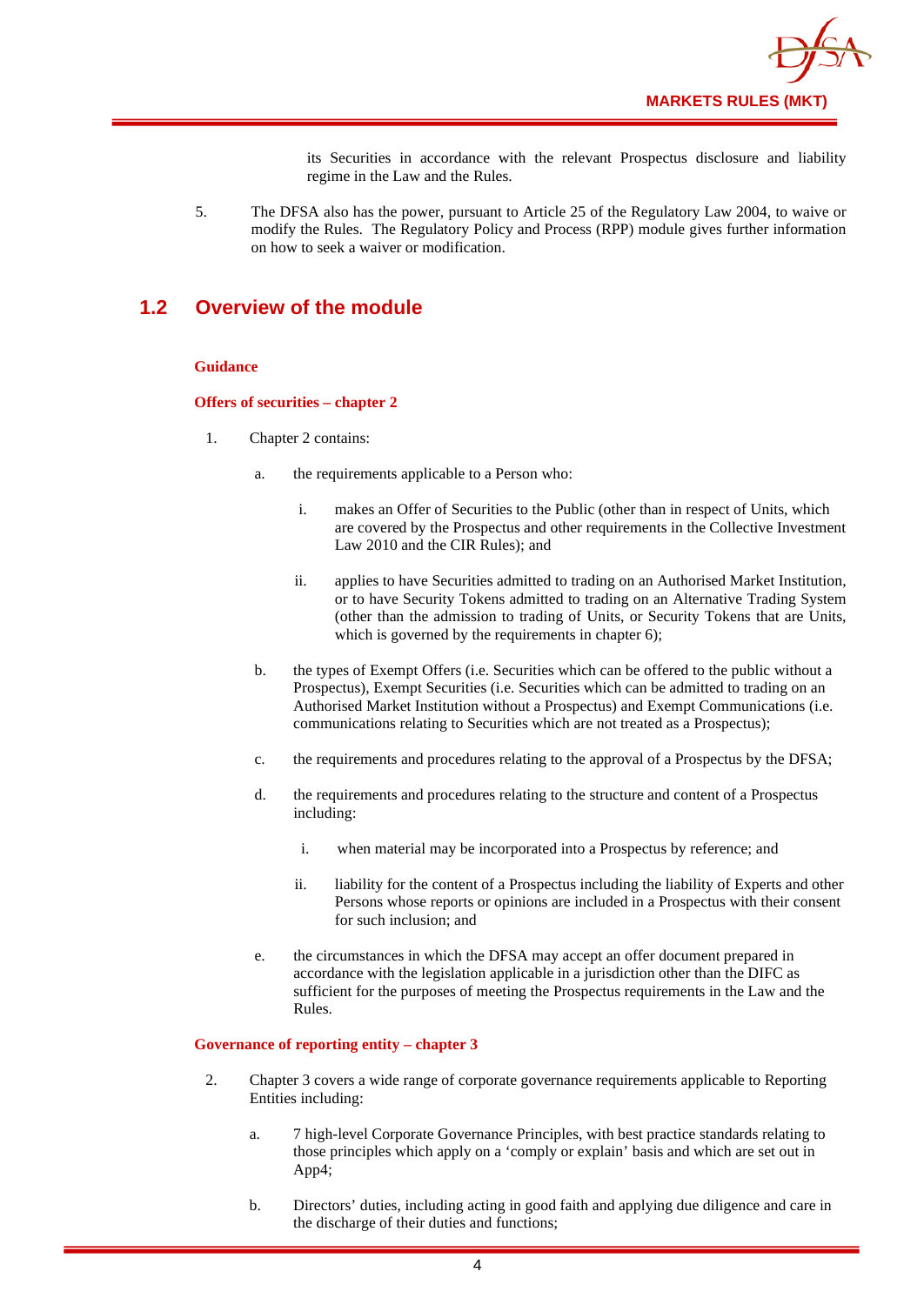its Securities in accordance with the relevant Prospectus disclosure and liability regime in the Law and the Rules.

5. The DFSA also has the power, pursuant to Article 25 of the Regulatory Law 2004, to waive or modify the Rules. The Regulatory Policy and Process (RPP) module gives further information on how to seek a waiver or modification.

## 1.2 Overview of the module

**Guidance**

**Offers of securities – chapter 2**

1. Chapter 2 contains:

   a. the requirements applicable to a Person who:

      i. makes an Offer of Securities to the Public (other than in respect of Units, which are covered by the Prospectus and other requirements in the Collective Investment Law 2010 and the CIR Rules); and

      ii. applies to have Securities admitted to trading on an Authorised Market Institution, or to have Security Tokens admitted to trading on an Alternative Trading System (other than the admission to trading of Units, or Security Tokens that are Units, which is governed by the requirements in chapter 6);

   b. the types of Exempt Offers (i.e. Securities which can be offered to the public without a Prospectus), Exempt Securities (i.e. Securities which can be admitted to trading on an Authorised Market Institution without a Prospectus) and Exempt Communications (i.e. communications relating to Securities which are not treated as a Prospectus);

   c. the requirements and procedures relating to the approval of a Prospectus by the DFSA;

   d. the requirements and procedures relating to the structure and content of a Prospectus including:

      i. when material may be incorporated into a Prospectus by reference; and

      ii. liability for the content of a Prospectus including the liability of Experts and other Persons whose reports or opinions are included in a Prospectus with their consent for such inclusion; and

   e. the circumstances in which the DFSA may accept an offer document prepared in accordance with the legislation applicable in a jurisdiction other than the DIFC as sufficient for the purposes of meeting the Prospectus requirements in the Law and the Rules.

**Governance of reporting entity – chapter 3**

2. Chapter 3 covers a wide range of corporate governance requirements applicable to Reporting Entities including:

   a. 7 high-level Corporate Governance Principles, with best practice standards relating to those principles which apply on a 'comply or explain' basis and which are set out in App4;

   b. Directors' duties, including acting in good faith and applying due diligence and care in the discharge of their duties and functions;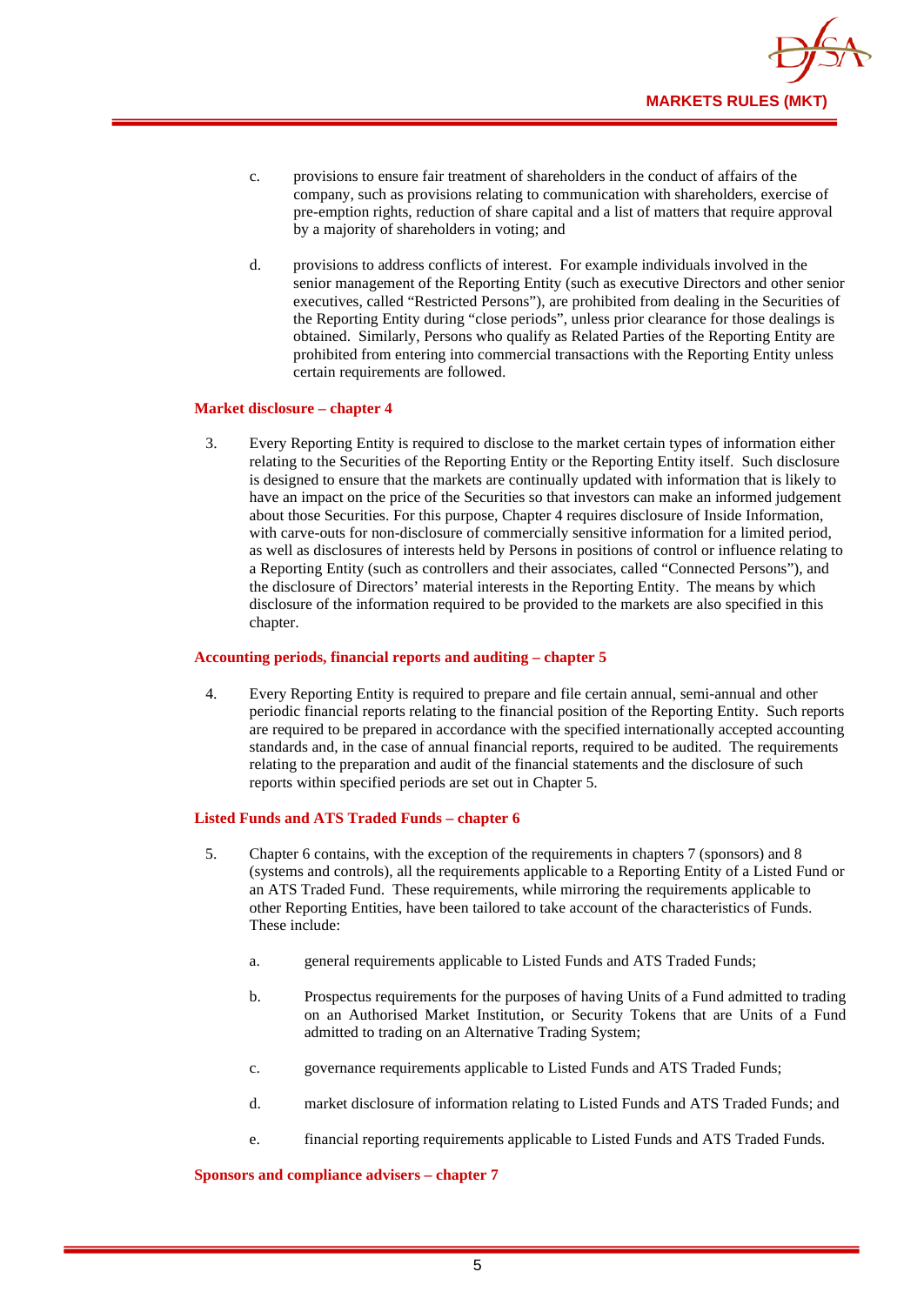c. provisions to ensure fair treatment of shareholders in the conduct of affairs of the company, such as provisions relating to communication with shareholders, exercise of pre-emption rights, reduction of share capital and a list of matters that require approval by a majority of shareholders in voting; and

d. provisions to address conflicts of interest. For example individuals involved in the senior management of the Reporting Entity (such as executive Directors and other senior executives, called "Restricted Persons"), are prohibited from dealing in the Securities of the Reporting Entity during "close periods", unless prior clearance for those dealings is obtained. Similarly, Persons who qualify as Related Parties of the Reporting Entity are prohibited from entering into commercial transactions with the Reporting Entity unless certain requirements are followed.

**Market disclosure – chapter 4**

3. Every Reporting Entity is required to disclose to the market certain types of information either relating to the Securities of the Reporting Entity or the Reporting Entity itself. Such disclosure is designed to ensure that the markets are continually updated with information that is likely to have an impact on the price of the Securities so that investors can make an informed judgement about those Securities. For this purpose, Chapter 4 requires disclosure of Inside Information, with carve-outs for non-disclosure of commercially sensitive information for a limited period, as well as disclosures of interests held by Persons in positions of control or influence relating to a Reporting Entity (such as controllers and their associates, called "Connected Persons"), and the disclosure of Directors' material interests in the Reporting Entity. The means by which disclosure of the information required to be provided to the markets are also specified in this chapter.

**Accounting periods, financial reports and auditing – chapter 5**

4. Every Reporting Entity is required to prepare and file certain annual, semi-annual and other periodic financial reports relating to the financial position of the Reporting Entity. Such reports are required to be prepared in accordance with the specified internationally accepted accounting standards and, in the case of annual financial reports, required to be audited. The requirements relating to the preparation and audit of the financial statements and the disclosure of such reports within specified periods are set out in Chapter 5.

**Listed Funds and ATS Traded Funds – chapter 6**

5. Chapter 6 contains, with the exception of the requirements in chapters 7 (sponsors) and 8 (systems and controls), all the requirements applicable to a Reporting Entity of a Listed Fund or an ATS Traded Fund. These requirements, while mirroring the requirements applicable to other Reporting Entities, have been tailored to take account of the characteristics of Funds. These include:

   a. general requirements applicable to Listed Funds and ATS Traded Funds;

   b. Prospectus requirements for the purposes of having Units of a Fund admitted to trading on an Authorised Market Institution, or Security Tokens that are Units of a Fund admitted to trading on an Alternative Trading System;

   c. governance requirements applicable to Listed Funds and ATS Traded Funds;

   d. market disclosure of information relating to Listed Funds and ATS Traded Funds; and

   e. financial reporting requirements applicable to Listed Funds and ATS Traded Funds.

**Sponsors and compliance advisers – chapter 7**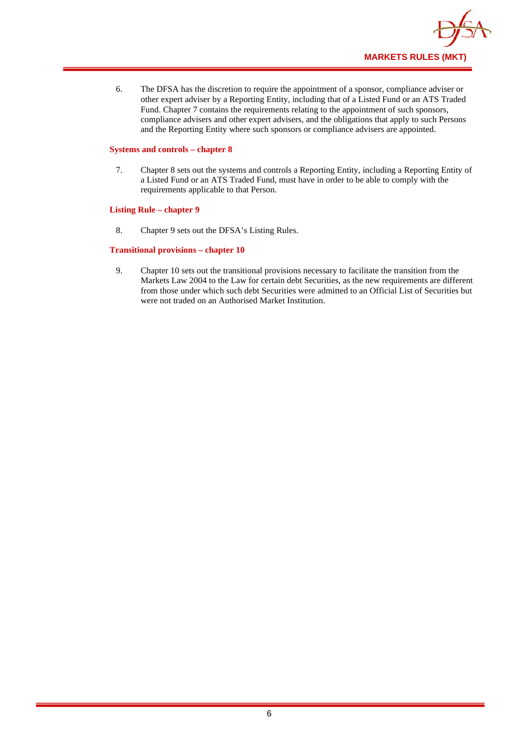6. The DFSA has the discretion to require the appointment of a sponsor, compliance adviser or other expert adviser by a Reporting Entity, including that of a Listed Fund or an ATS Traded Fund. Chapter 7 contains the requirements relating to the appointment of such sponsors, compliance advisers and other expert advisers, and the obligations that apply to such Persons and the Reporting Entity where such sponsors or compliance advisers are appointed.

### Systems and controls – chapter 8

7. Chapter 8 sets out the systems and controls a Reporting Entity, including a Reporting Entity of a Listed Fund or an ATS Traded Fund, must have in order to be able to comply with the requirements applicable to that Person.

### Listing Rule – chapter 9

8. Chapter 9 sets out the DFSA's Listing Rules.

### Transitional provisions – chapter 10

9. Chapter 10 sets out the transitional provisions necessary to facilitate the transition from the Markets Law 2004 to the Law for certain debt Securities, as the new requirements are different from those under which such debt Securities were admitted to an Official List of Securities but were not traded on an Authorised Market Institution.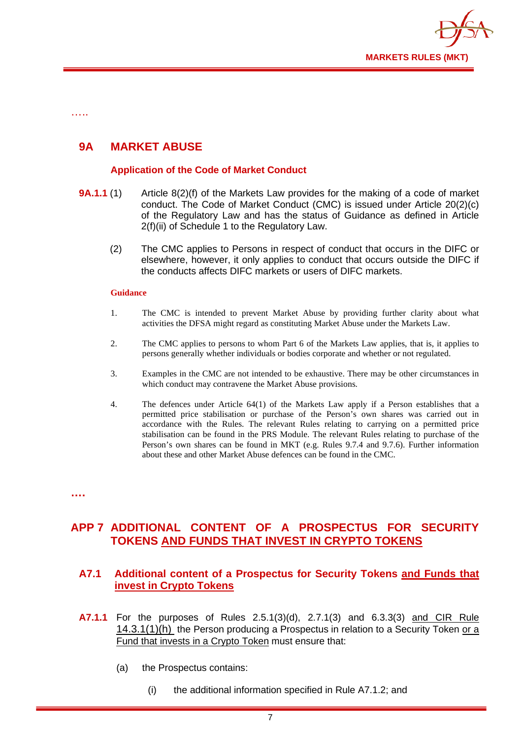.....

## 9A MARKET ABUSE

### Application of the Code of Market Conduct

**9A.1.1** (1) Article 8(2)(f) of the Markets Law provides for the making of a code of market conduct. The Code of Market Conduct (CMC) is issued under Article 20(2)(c) of the Regulatory Law and has the status of Guidance as defined in Article 2(f)(ii) of Schedule 1 to the Regulatory Law.

(2) The CMC applies to Persons in respect of conduct that occurs in the DIFC or elsewhere, however, it only applies to conduct that occurs outside the DIFC if the conducts affects DIFC markets or users of DIFC markets.

**Guidance**

1. The CMC is intended to prevent Market Abuse by providing further clarity about what activities the DFSA might regard as constituting Market Abuse under the Markets Law.

2. The CMC applies to persons to whom Part 6 of the Markets Law applies, that is, it applies to persons generally whether individuals or bodies corporate and whether or not regulated.

3. Examples in the CMC are not intended to be exhaustive. There may be other circumstances in which conduct may contravene the Market Abuse provisions.

4. The defences under Article 64(1) of the Markets Law apply if a Person establishes that a permitted price stabilisation or purchase of the Person's own shares was carried out in accordance with the Rules. The relevant Rules relating to carrying on a permitted price stabilisation can be found in the PRS Module. The relevant Rules relating to purchase of the Person's own shares can be found in MKT (e.g. Rules 9.7.4 and 9.7.6). Further information about these and other Market Abuse defences can be found in the CMC.

**....**

## APP 7 ADDITIONAL CONTENT OF A PROSPECTUS FOR SECURITY TOKENS <u>AND FUNDS THAT INVEST IN CRYPTO TOKENS</u>

### A7.1 Additional content of a Prospectus for Security Tokens <u>and Funds that invest in Crypto Tokens</u>

**A7.1.1** For the purposes of Rules 2.5.1(3)(d), 2.7.1(3) and 6.3.3(3) <u>and CIR Rule 14.3.1(1)(h)</u> the Person producing a Prospectus in relation to a Security Token <u>or a Fund that invests in a Crypto Token</u> must ensure that:

(a) the Prospectus contains:

(i) the additional information specified in Rule A7.1.2; and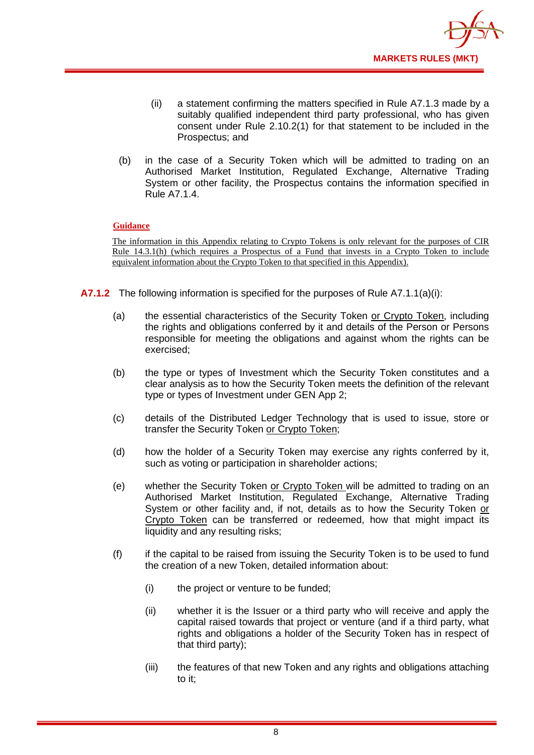(ii) a statement confirming the matters specified in Rule A7.1.3 made by a suitably qualified independent third party professional, who has given consent under Rule 2.10.2(1) for that statement to be included in the Prospectus; and

(b) in the case of a Security Token which will be admitted to trading on an Authorised Market Institution, Regulated Exchange, Alternative Trading System or other facility, the Prospectus contains the information specified in Rule A7.1.4.

**Guidance**

The information in this Appendix relating to Crypto Tokens is only relevant for the purposes of CIR Rule 14.3.1(h) (which requires a Prospectus of a Fund that invests in a Crypto Token to include equivalent information about the Crypto Token to that specified in this Appendix).

**A7.1.2** The following information is specified for the purposes of Rule A7.1.1(a)(i):

(a) the essential characteristics of the Security Token or Crypto Token, including the rights and obligations conferred by it and details of the Person or Persons responsible for meeting the obligations and against whom the rights can be exercised;

(b) the type or types of Investment which the Security Token constitutes and a clear analysis as to how the Security Token meets the definition of the relevant type or types of Investment under GEN App 2;

(c) details of the Distributed Ledger Technology that is used to issue, store or transfer the Security Token or Crypto Token;

(d) how the holder of a Security Token may exercise any rights conferred by it, such as voting or participation in shareholder actions;

(e) whether the Security Token or Crypto Token will be admitted to trading on an Authorised Market Institution, Regulated Exchange, Alternative Trading System or other facility and, if not, details as to how the Security Token or Crypto Token can be transferred or redeemed, how that might impact its liquidity and any resulting risks;

(f) if the capital to be raised from issuing the Security Token is to be used to fund the creation of a new Token, detailed information about:

(i) the project or venture to be funded;

(ii) whether it is the Issuer or a third party who will receive and apply the capital raised towards that project or venture (and if a third party, what rights and obligations a holder of the Security Token has in respect of that third party);

(iii) the features of that new Token and any rights and obligations attaching to it;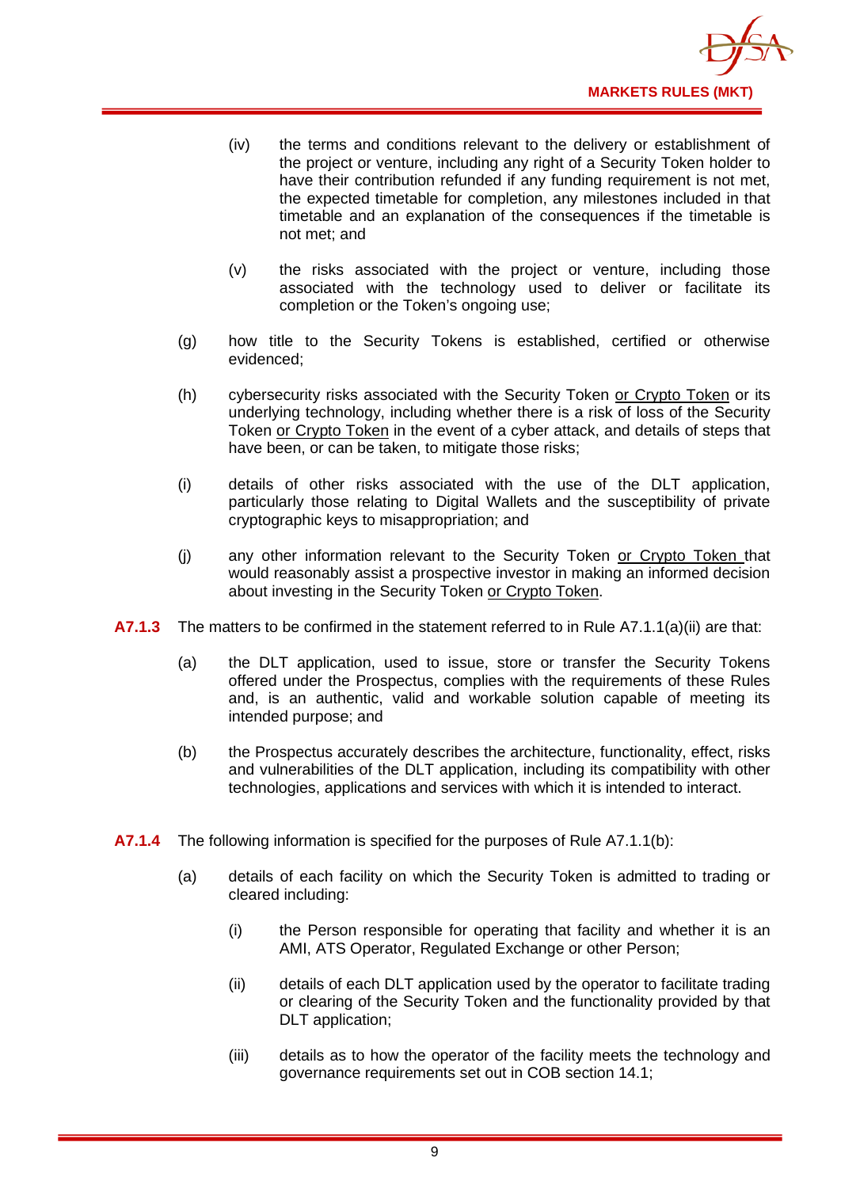(iv) the terms and conditions relevant to the delivery or establishment of the project or venture, including any right of a Security Token holder to have their contribution refunded if any funding requirement is not met, the expected timetable for completion, any milestones included in that timetable and an explanation of the consequences if the timetable is not met; and

(v) the risks associated with the project or venture, including those associated with the technology used to deliver or facilitate its completion or the Token's ongoing use;

(g) how title to the Security Tokens is established, certified or otherwise evidenced;

(h) cybersecurity risks associated with the Security Token <u>or Crypto Token</u> or its underlying technology, including whether there is a risk of loss of the Security Token <u>or Crypto Token</u> in the event of a cyber attack, and details of steps that have been, or can be taken, to mitigate those risks;

(i) details of other risks associated with the use of the DLT application, particularly those relating to Digital Wallets and the susceptibility of private cryptographic keys to misappropriation; and

(j) any other information relevant to the Security Token <u>or Crypto Token</u> that would reasonably assist a prospective investor in making an informed decision about investing in the Security Token <u>or Crypto Token</u>.

**A7.1.3** The matters to be confirmed in the statement referred to in Rule A7.1.1(a)(ii) are that:

(a) the DLT application, used to issue, store or transfer the Security Tokens offered under the Prospectus, complies with the requirements of these Rules and, is an authentic, valid and workable solution capable of meeting its intended purpose; and

(b) the Prospectus accurately describes the architecture, functionality, effect, risks and vulnerabilities of the DLT application, including its compatibility with other technologies, applications and services with which it is intended to interact.

**A7.1.4** The following information is specified for the purposes of Rule A7.1.1(b):

(a) details of each facility on which the Security Token is admitted to trading or cleared including:

(i) the Person responsible for operating that facility and whether it is an AMI, ATS Operator, Regulated Exchange or other Person;

(ii) details of each DLT application used by the operator to facilitate trading or clearing of the Security Token and the functionality provided by that DLT application;

(iii) details as to how the operator of the facility meets the technology and governance requirements set out in COB section 14.1;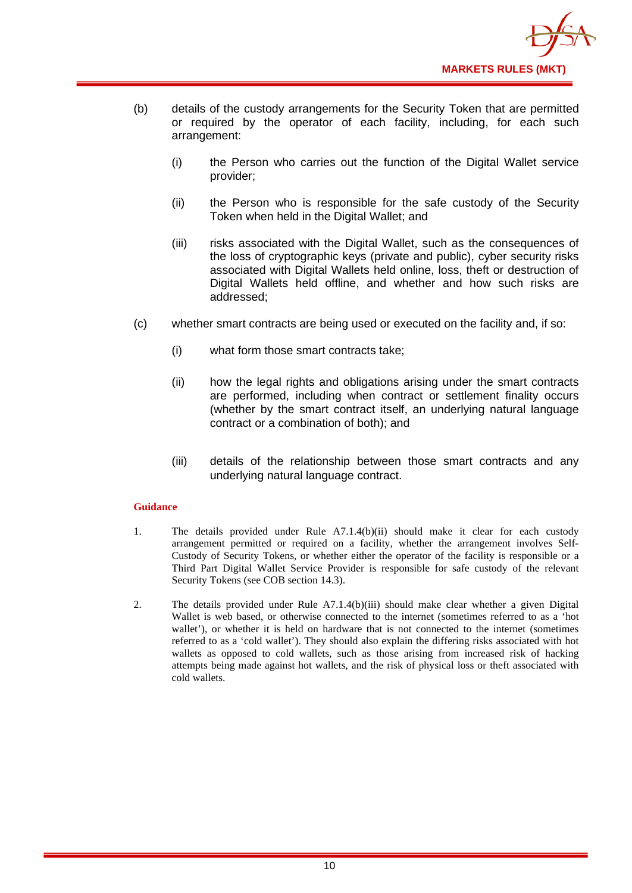(b) details of the custody arrangements for the Security Token that are permitted or required by the operator of each facility, including, for each such arrangement:

  (i) the Person who carries out the function of the Digital Wallet service provider;

  (ii) the Person who is responsible for the safe custody of the Security Token when held in the Digital Wallet; and

  (iii) risks associated with the Digital Wallet, such as the consequences of the loss of cryptographic keys (private and public), cyber security risks associated with Digital Wallets held online, loss, theft or destruction of Digital Wallets held offline, and whether and how such risks are addressed;

(c) whether smart contracts are being used or executed on the facility and, if so:

  (i) what form those smart contracts take;

  (ii) how the legal rights and obligations arising under the smart contracts are performed, including when contract or settlement finality occurs (whether by the smart contract itself, an underlying natural language contract or a combination of both); and

  (iii) details of the relationship between those smart contracts and any underlying natural language contract.

**Guidance**

1. The details provided under Rule A7.1.4(b)(ii) should make it clear for each custody arrangement permitted or required on a facility, whether the arrangement involves Self-Custody of Security Tokens, or whether either the operator of the facility is responsible or a Third Part Digital Wallet Service Provider is responsible for safe custody of the relevant Security Tokens (see COB section 14.3).

2. The details provided under Rule A7.1.4(b)(iii) should make clear whether a given Digital Wallet is web based, or otherwise connected to the internet (sometimes referred to as a 'hot wallet'), or whether it is held on hardware that is not connected to the internet (sometimes referred to as a 'cold wallet'). They should also explain the differing risks associated with hot wallets as opposed to cold wallets, such as those arising from increased risk of hacking attempts being made against hot wallets, and the risk of physical loss or theft associated with cold wallets.